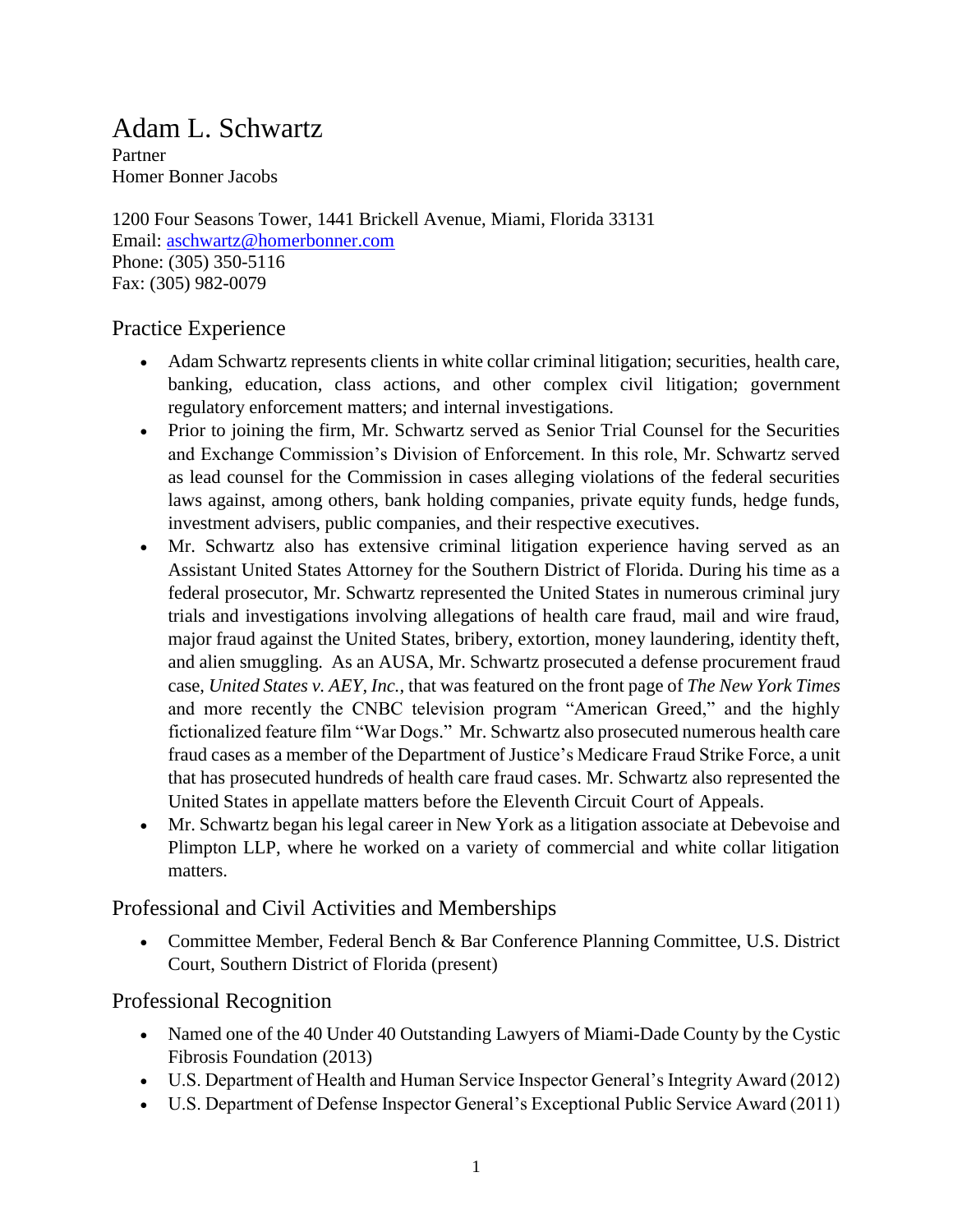# Adam L. Schwartz

Partner
Homer Bonner Jacobs

1200 Four Seasons Tower, 1441 Brickell Avenue, Miami, Florida 33131
Email: [aschwartz@homerbonner.com](mailto:aschwartz@homerbonner.com)
Phone: (305) 350-5116
Fax: (305) 982-0079

## Practice Experience

- Adam Schwartz represents clients in white collar criminal litigation; securities, health care, banking, education, class actions, and other complex civil litigation; government regulatory enforcement matters; and internal investigations.
- Prior to joining the firm, Mr. Schwartz served as Senior Trial Counsel for the Securities and Exchange Commission's Division of Enforcement. In this role, Mr. Schwartz served as lead counsel for the Commission in cases alleging violations of the federal securities laws against, among others, bank holding companies, private equity funds, hedge funds, investment advisers, public companies, and their respective executives.
- Mr. Schwartz also has extensive criminal litigation experience having served as an Assistant United States Attorney for the Southern District of Florida. During his time as a federal prosecutor, Mr. Schwartz represented the United States in numerous criminal jury trials and investigations involving allegations of health care fraud, mail and wire fraud, major fraud against the United States, bribery, extortion, money laundering, identity theft, and alien smuggling. As an AUSA, Mr. Schwartz prosecuted a defense procurement fraud case, *United States v. AEY, Inc.*, that was featured on the front page of *The New York Times* and more recently the CNBC television program "American Greed," and the highly fictionalized feature film "War Dogs." Mr. Schwartz also prosecuted numerous health care fraud cases as a member of the Department of Justice's Medicare Fraud Strike Force, a unit that has prosecuted hundreds of health care fraud cases. Mr. Schwartz also represented the United States in appellate matters before the Eleventh Circuit Court of Appeals.
- Mr. Schwartz began his legal career in New York as a litigation associate at Debevoise and Plimpton LLP, where he worked on a variety of commercial and white collar litigation matters.

## Professional and Civil Activities and Memberships

- Committee Member, Federal Bench & Bar Conference Planning Committee, U.S. District Court, Southern District of Florida (present)

## Professional Recognition

- Named one of the 40 Under 40 Outstanding Lawyers of Miami-Dade County by the Cystic Fibrosis Foundation (2013)
- U.S. Department of Health and Human Service Inspector General's Integrity Award (2012)
- U.S. Department of Defense Inspector General's Exceptional Public Service Award (2011)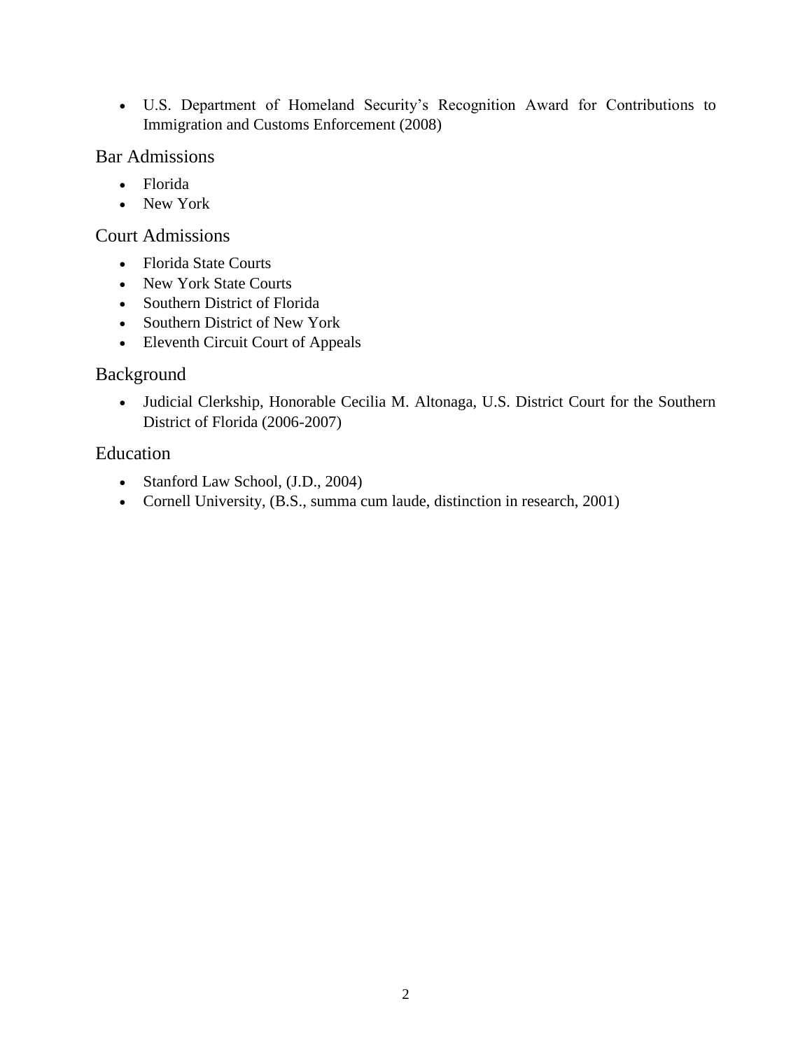- U.S. Department of Homeland Security's Recognition Award for Contributions to Immigration and Customs Enforcement (2008)

## Bar Admissions

- Florida
- New York

## Court Admissions

- Florida State Courts
- New York State Courts
- Southern District of Florida
- Southern District of New York
- Eleventh Circuit Court of Appeals

## Background

- Judicial Clerkship, Honorable Cecilia M. Altonaga, U.S. District Court for the Southern District of Florida (2006-2007)

## Education

- Stanford Law School, (J.D., 2004)
- Cornell University, (B.S., summa cum laude, distinction in research, 2001)